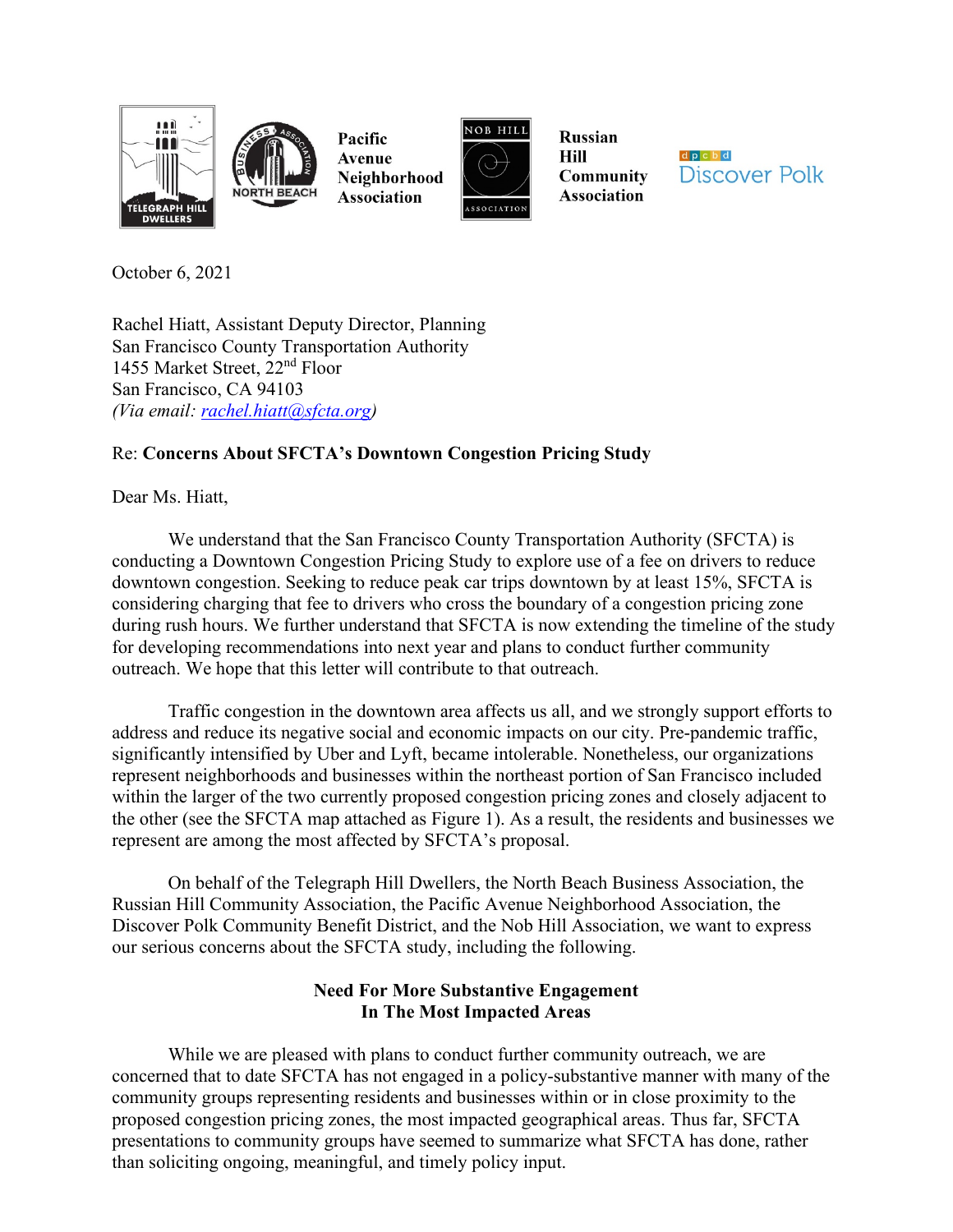Telegraph Hill Dwellers | North Beach Business Association | Pacific Avenue Neighborhood Association | Nob Hill Association | Russian Hill Community Association | Discover Polk

October 6, 2021

Rachel Hiatt, Assistant Deputy Director, Planning
San Francisco County Transportation Authority
1455 Market Street, 22nd Floor
San Francisco, CA 94103
*(Via email: rachel.hiatt@sfcta.org)*

Re: **Concerns About SFCTA's Downtown Congestion Pricing Study**

Dear Ms. Hiatt,

We understand that the San Francisco County Transportation Authority (SFCTA) is conducting a Downtown Congestion Pricing Study to explore use of a fee on drivers to reduce downtown congestion. Seeking to reduce peak car trips downtown by at least 15%, SFCTA is considering charging that fee to drivers who cross the boundary of a congestion pricing zone during rush hours. We further understand that SFCTA is now extending the timeline of the study for developing recommendations into next year and plans to conduct further community outreach. We hope that this letter will contribute to that outreach.

Traffic congestion in the downtown area affects us all, and we strongly support efforts to address and reduce its negative social and economic impacts on our city. Pre-pandemic traffic, significantly intensified by Uber and Lyft, became intolerable. Nonetheless, our organizations represent neighborhoods and businesses within the northeast portion of San Francisco included within the larger of the two currently proposed congestion pricing zones and closely adjacent to the other (see the SFCTA map attached as Figure 1). As a result, the residents and businesses we represent are among the most affected by SFCTA's proposal.

On behalf of the Telegraph Hill Dwellers, the North Beach Business Association, the Russian Hill Community Association, the Pacific Avenue Neighborhood Association, the Discover Polk Community Benefit District, and the Nob Hill Association, we want to express our serious concerns about the SFCTA study, including the following.

## Need For More Substantive Engagement In The Most Impacted Areas

While we are pleased with plans to conduct further community outreach, we are concerned that to date SFCTA has not engaged in a policy-substantive manner with many of the community groups representing residents and businesses within or in close proximity to the proposed congestion pricing zones, the most impacted geographical areas. Thus far, SFCTA presentations to community groups have seemed to summarize what SFCTA has done, rather than soliciting ongoing, meaningful, and timely policy input.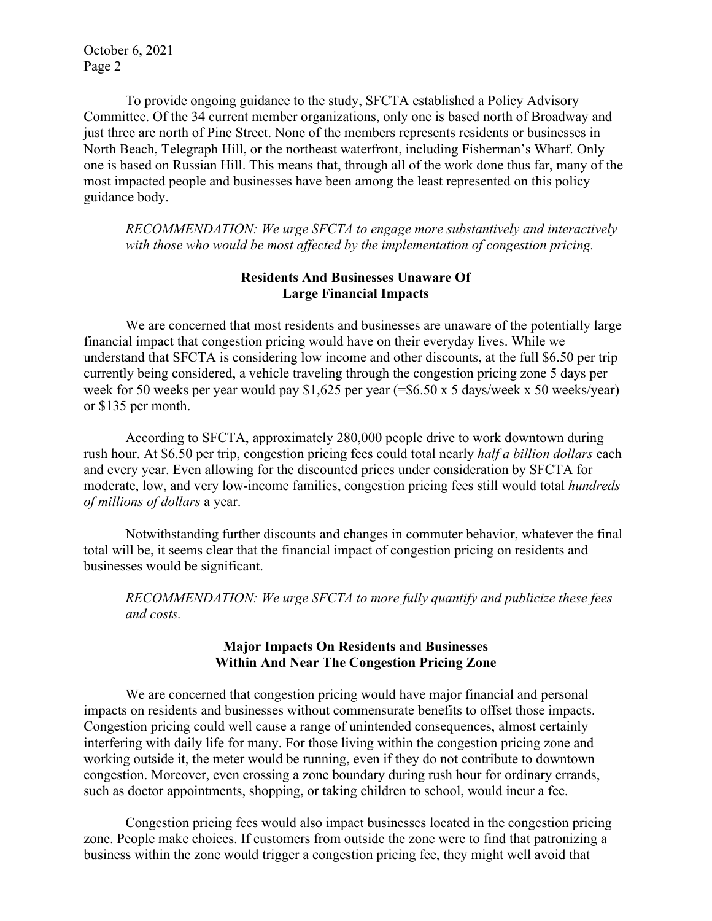To provide ongoing guidance to the study, SFCTA established a Policy Advisory Committee. Of the 34 current member organizations, only one is based north of Broadway and just three are north of Pine Street. None of the members represents residents or businesses in North Beach, Telegraph Hill, or the northeast waterfront, including Fisherman's Wharf. Only one is based on Russian Hill. This means that, through all of the work done thus far, many of the most impacted people and businesses have been among the least represented on this policy guidance body.

> *RECOMMENDATION: We urge SFCTA to engage more substantively and interactively with those who would be most affected by the implementation of congestion pricing.*

### Residents And Businesses Unaware Of Large Financial Impacts

We are concerned that most residents and businesses are unaware of the potentially large financial impact that congestion pricing would have on their everyday lives. While we understand that SFCTA is considering low income and other discounts, at the full $6.50 per trip currently being considered, a vehicle traveling through the congestion pricing zone 5 days per week for 50 weeks per year would pay $1,625 per year (=$6.50 x 5 days/week x 50 weeks/year) or $135 per month.

According to SFCTA, approximately 280,000 people drive to work downtown during rush hour. At $6.50 per trip, congestion pricing fees could total nearly *half a billion dollars* each and every year. Even allowing for the discounted prices under consideration by SFCTA for moderate, low, and very low-income families, congestion pricing fees still would total *hundreds of millions of dollars* a year.

Notwithstanding further discounts and changes in commuter behavior, whatever the final total will be, it seems clear that the financial impact of congestion pricing on residents and businesses would be significant.

> *RECOMMENDATION: We urge SFCTA to more fully quantify and publicize these fees and costs.*

### Major Impacts On Residents and Businesses Within And Near The Congestion Pricing Zone

We are concerned that congestion pricing would have major financial and personal impacts on residents and businesses without commensurate benefits to offset those impacts. Congestion pricing could well cause a range of unintended consequences, almost certainly interfering with daily life for many. For those living within the congestion pricing zone and working outside it, the meter would be running, even if they do not contribute to downtown congestion. Moreover, even crossing a zone boundary during rush hour for ordinary errands, such as doctor appointments, shopping, or taking children to school, would incur a fee.

Congestion pricing fees would also impact businesses located in the congestion pricing zone. People make choices. If customers from outside the zone were to find that patronizing a business within the zone would trigger a congestion pricing fee, they might well avoid that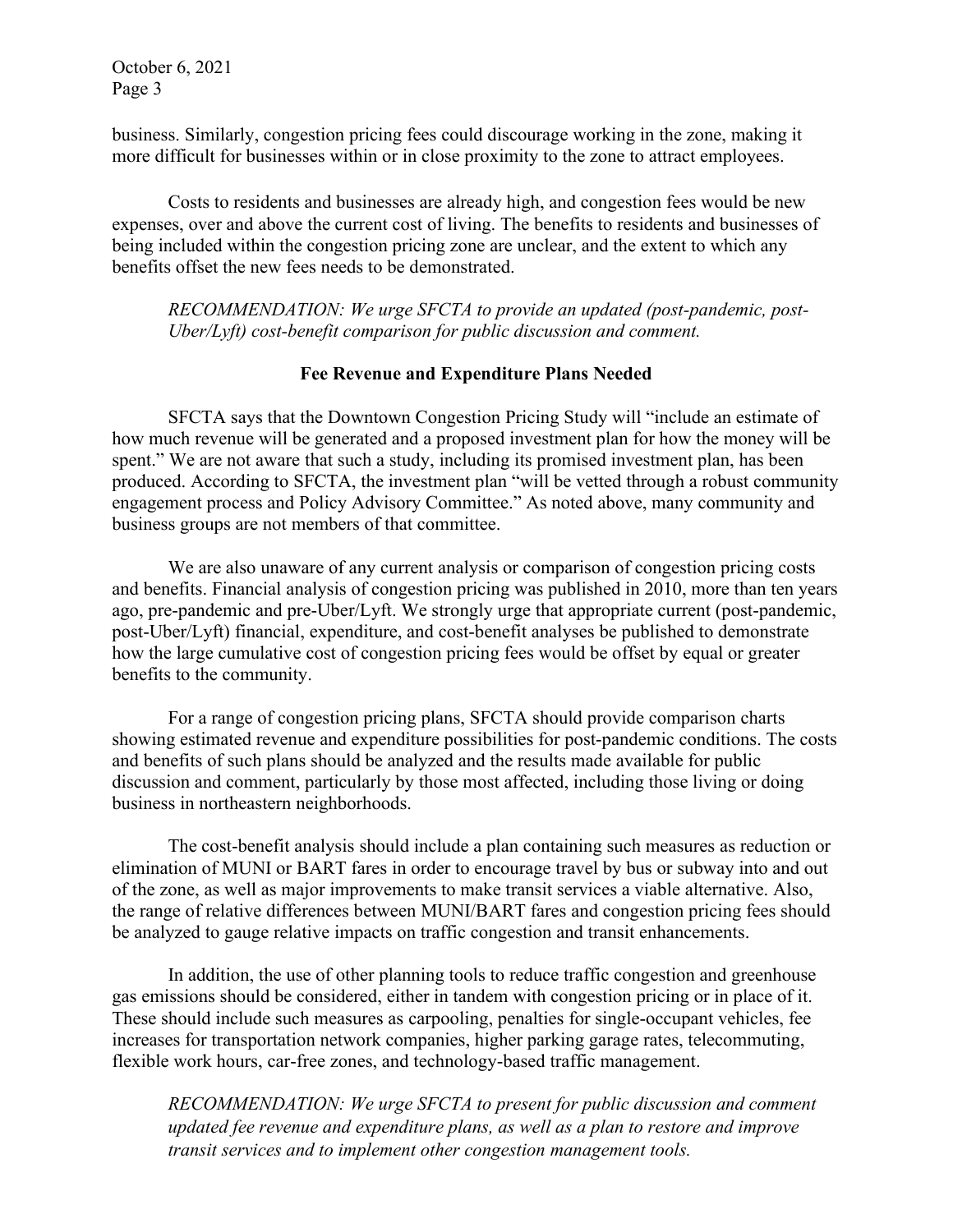business. Similarly, congestion pricing fees could discourage working in the zone, making it more difficult for businesses within or in close proximity to the zone to attract employees.

Costs to residents and businesses are already high, and congestion fees would be new expenses, over and above the current cost of living. The benefits to residents and businesses of being included within the congestion pricing zone are unclear, and the extent to which any benefits offset the new fees needs to be demonstrated.

*RECOMMENDATION: We urge SFCTA to provide an updated (post-pandemic, post-Uber/Lyft) cost-benefit comparison for public discussion and comment.*

**Fee Revenue and Expenditure Plans Needed**

SFCTA says that the Downtown Congestion Pricing Study will "include an estimate of how much revenue will be generated and a proposed investment plan for how the money will be spent." We are not aware that such a study, including its promised investment plan, has been produced. According to SFCTA, the investment plan "will be vetted through a robust community engagement process and Policy Advisory Committee." As noted above, many community and business groups are not members of that committee.

We are also unaware of any current analysis or comparison of congestion pricing costs and benefits. Financial analysis of congestion pricing was published in 2010, more than ten years ago, pre-pandemic and pre-Uber/Lyft. We strongly urge that appropriate current (post-pandemic, post-Uber/Lyft) financial, expenditure, and cost-benefit analyses be published to demonstrate how the large cumulative cost of congestion pricing fees would be offset by equal or greater benefits to the community.

For a range of congestion pricing plans, SFCTA should provide comparison charts showing estimated revenue and expenditure possibilities for post-pandemic conditions. The costs and benefits of such plans should be analyzed and the results made available for public discussion and comment, particularly by those most affected, including those living or doing business in northeastern neighborhoods.

The cost-benefit analysis should include a plan containing such measures as reduction or elimination of MUNI or BART fares in order to encourage travel by bus or subway into and out of the zone, as well as major improvements to make transit services a viable alternative. Also, the range of relative differences between MUNI/BART fares and congestion pricing fees should be analyzed to gauge relative impacts on traffic congestion and transit enhancements.

In addition, the use of other planning tools to reduce traffic congestion and greenhouse gas emissions should be considered, either in tandem with congestion pricing or in place of it. These should include such measures as carpooling, penalties for single-occupant vehicles, fee increases for transportation network companies, higher parking garage rates, telecommuting, flexible work hours, car-free zones, and technology-based traffic management.

*RECOMMENDATION: We urge SFCTA to present for public discussion and comment updated fee revenue and expenditure plans, as well as a plan to restore and improve transit services and to implement other congestion management tools.*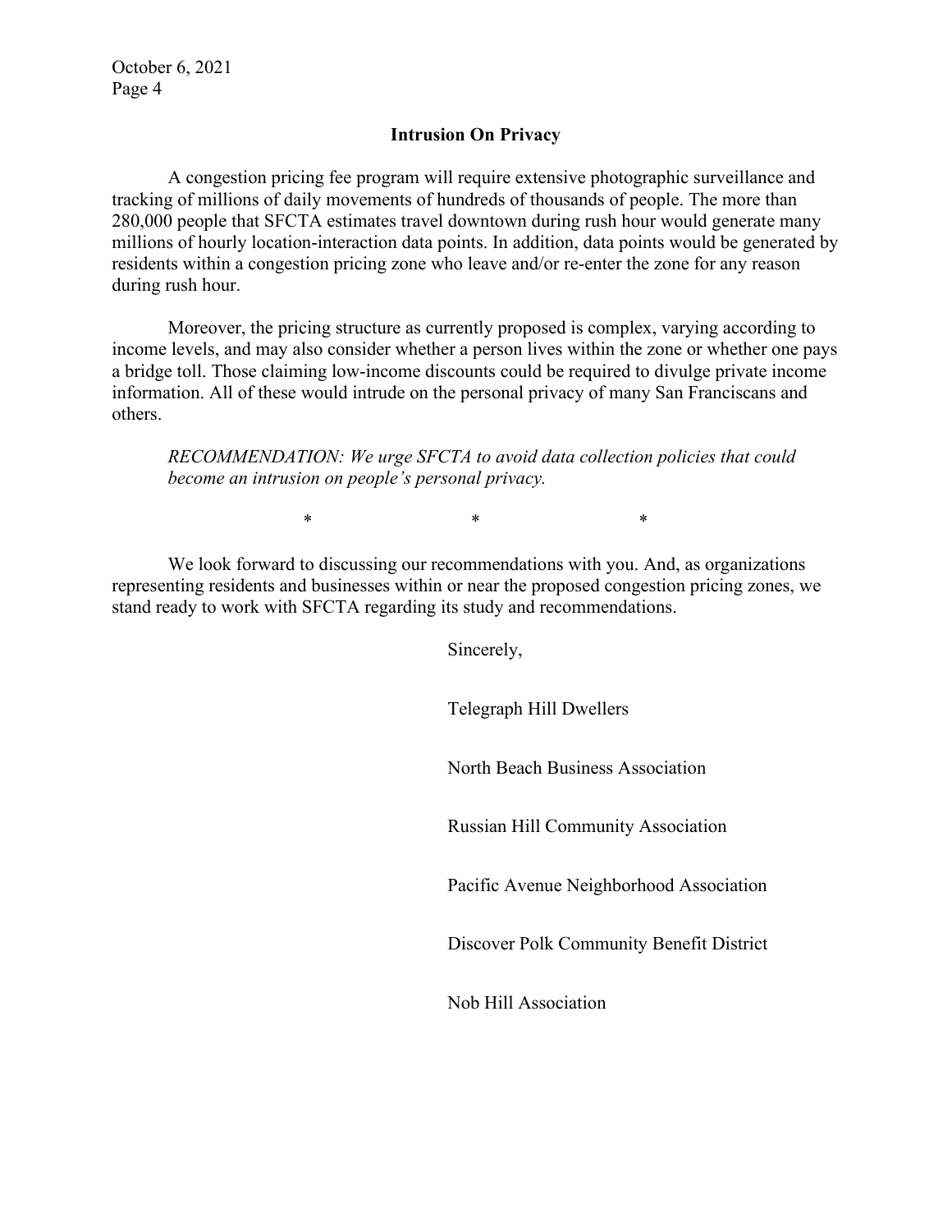## Intrusion On Privacy

A congestion pricing fee program will require extensive photographic surveillance and tracking of millions of daily movements of hundreds of thousands of people. The more than 280,000 people that SFCTA estimates travel downtown during rush hour would generate many millions of hourly location-interaction data points. In addition, data points would be generated by residents within a congestion pricing zone who leave and/or re-enter the zone for any reason during rush hour.

Moreover, the pricing structure as currently proposed is complex, varying according to income levels, and may also consider whether a person lives within the zone or whether one pays a bridge toll. Those claiming low-income discounts could be required to divulge private income information. All of these would intrude on the personal privacy of many San Franciscans and others.

*RECOMMENDATION: We urge SFCTA to avoid data collection policies that could become an intrusion on people's personal privacy.*

\*                    \*                    \*

We look forward to discussing our recommendations with you. And, as organizations representing residents and businesses within or near the proposed congestion pricing zones, we stand ready to work with SFCTA regarding its study and recommendations.

Sincerely,

Telegraph Hill Dwellers

North Beach Business Association

Russian Hill Community Association

Pacific Avenue Neighborhood Association

Discover Polk Community Benefit District

Nob Hill Association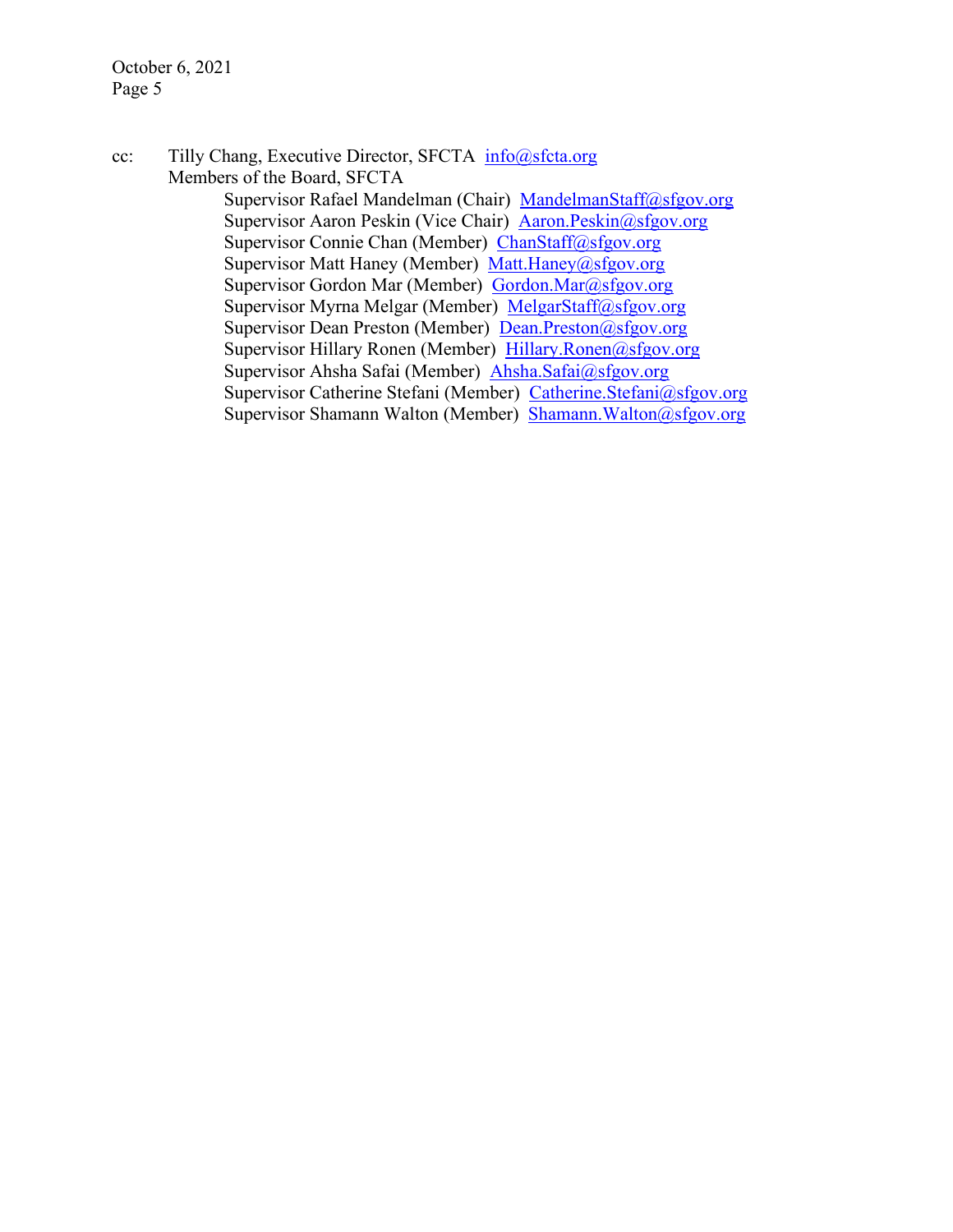cc: Tilly Chang, Executive Director, SFCTA info@sfcta.org

Members of the Board, SFCTA

- Supervisor Rafael Mandelman (Chair) MandelmanStaff@sfgov.org
- Supervisor Aaron Peskin (Vice Chair) Aaron.Peskin@sfgov.org
- Supervisor Connie Chan (Member) ChanStaff@sfgov.org
- Supervisor Matt Haney (Member) Matt.Haney@sfgov.org
- Supervisor Gordon Mar (Member) Gordon.Mar@sfgov.org
- Supervisor Myrna Melgar (Member) MelgarStaff@sfgov.org
- Supervisor Dean Preston (Member) Dean.Preston@sfgov.org
- Supervisor Hillary Ronen (Member) Hillary.Ronen@sfgov.org
- Supervisor Ahsha Safai (Member) Ahsha.Safai@sfgov.org
- Supervisor Catherine Stefani (Member) Catherine.Stefani@sfgov.org
- Supervisor Shamann Walton (Member) Shamann.Walton@sfgov.org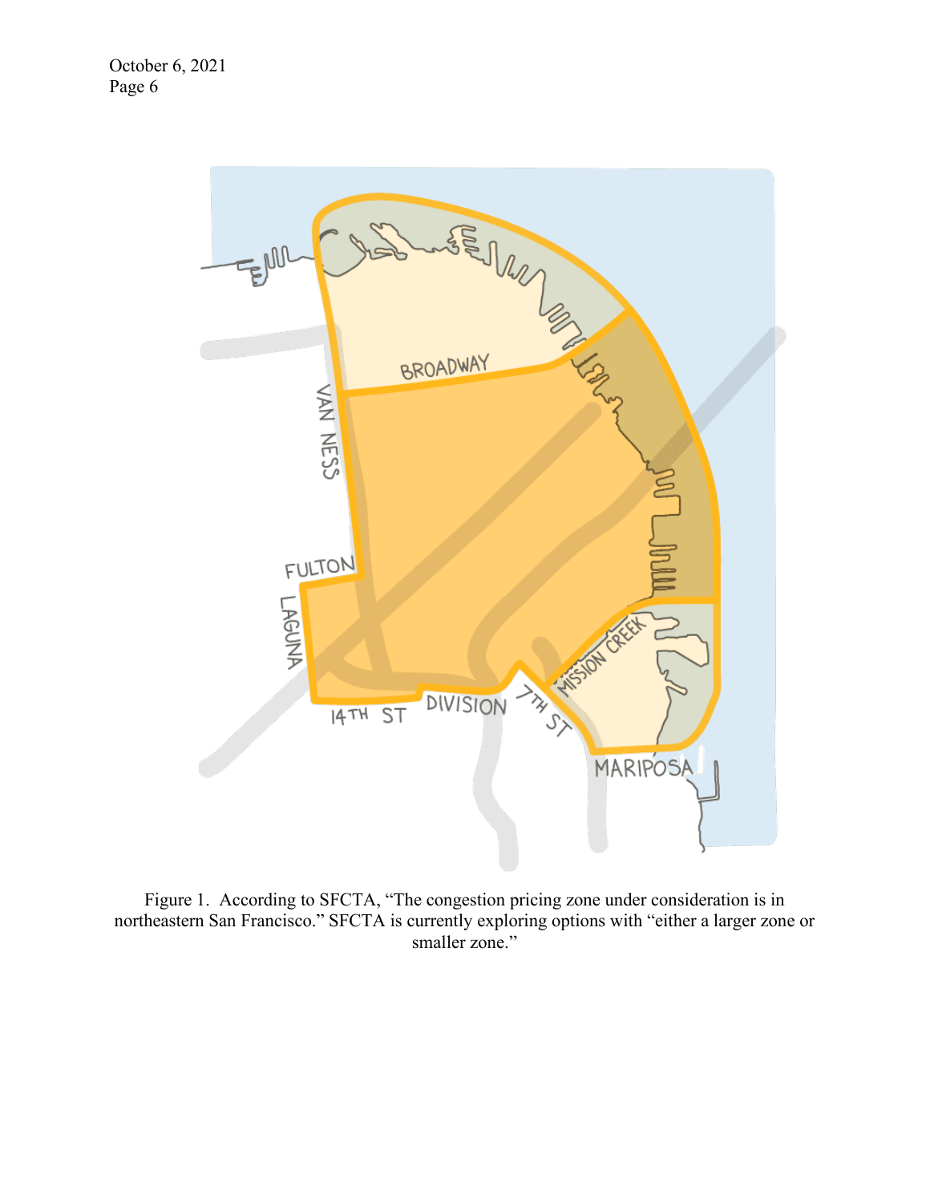BROADWAY

VAN NESS

FULTON

LAGUNA

14TH ST

DIVISION

7TH ST

MISSION CREEK

MARIPOSA

Figure 1. According to SFCTA, "The congestion pricing zone under consideration is in northeastern San Francisco." SFCTA is currently exploring options with "either a larger zone or smaller zone."